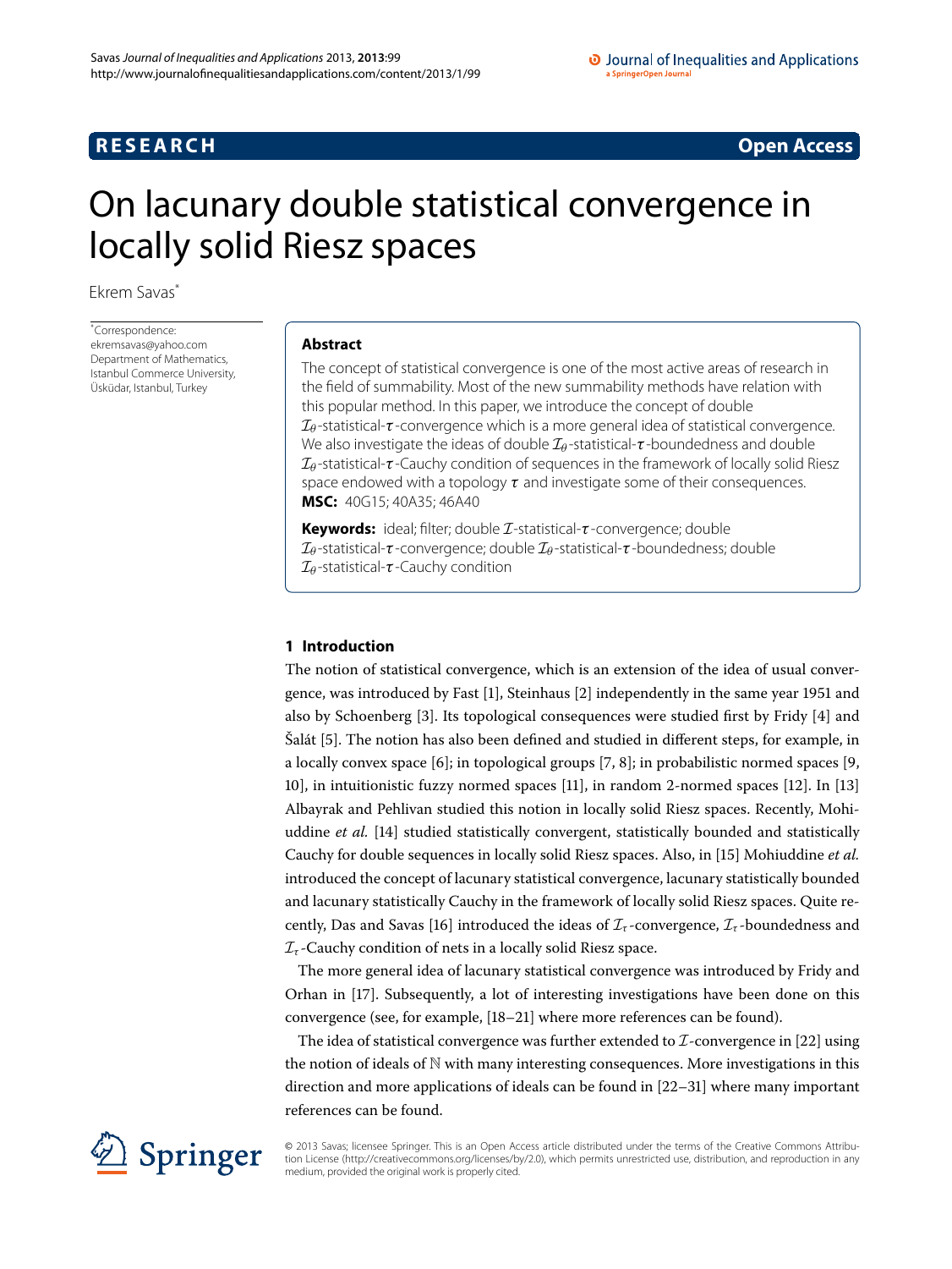**RESEARCH** **Open Access**

# On lacunary double statistical convergence in locally solid Riesz spaces

Ekrem Savas*

*Correspondence: ekremsavas@yahoo.com
Department of Mathematics, Istanbul Commerce University, Üsküdar, Istanbul, Turkey

## Abstract

The concept of statistical convergence is one of the most active areas of research in the field of summability. Most of the new summability methods have relation with this popular method. In this paper, we introduce the concept of double $\mathcal{I}_\theta$-statistical-$\tau$-convergence which is a more general idea of statistical convergence. We also investigate the ideas of double $\mathcal{I}_\theta$-statistical-$\tau$-boundedness and double $\mathcal{I}_\theta$-statistical-$\tau$-Cauchy condition of sequences in the framework of locally solid Riesz space endowed with a topology $\tau$ and investigate some of their consequences.

**MSC:** 40G15; 40A35; 46A40

**Keywords:** ideal; filter; double $\mathcal{I}$-statistical-$\tau$-convergence; double $\mathcal{I}_\theta$-statistical-$\tau$-convergence; double $\mathcal{I}_\theta$-statistical-$\tau$-boundedness; double $\mathcal{I}_\theta$-statistical-$\tau$-Cauchy condition

## 1 Introduction

The notion of statistical convergence, which is an extension of the idea of usual convergence, was introduced by Fast [1], Steinhaus [2] independently in the same year 1951 and also by Schoenberg [3]. Its topological consequences were studied first by Fridy [4] and Šalát [5]. The notion has also been defined and studied in different steps, for example, in a locally convex space [6]; in topological groups [7, 8]; in probabilistic normed spaces [9, 10], in intuitionistic fuzzy normed spaces [11], in random 2-normed spaces [12]. In [13] Albayrak and Pehlivan studied this notion in locally solid Riesz spaces. Recently, Mohiuddine *et al.* [14] studied statistically convergent, statistically bounded and statistically Cauchy for double sequences in locally solid Riesz spaces. Also, in [15] Mohiuddine *et al.* introduced the concept of lacunary statistical convergence, lacunary statistically bounded and lacunary statistically Cauchy in the framework of locally solid Riesz spaces. Quite recently, Das and Savas [16] introduced the ideas of $\mathcal{I}_\tau$-convergence, $\mathcal{I}_\tau$-boundedness and $\mathcal{I}_\tau$-Cauchy condition of nets in a locally solid Riesz space.

The more general idea of lacunary statistical convergence was introduced by Fridy and Orhan in [17]. Subsequently, a lot of interesting investigations have been done on this convergence (see, for example, [18–21] where more references can be found).

The idea of statistical convergence was further extended to $\mathcal{I}$-convergence in [22] using the notion of ideals of $\mathbb{N}$ with many interesting consequences. More investigations in this direction and more applications of ideals can be found in [22–31] where many important references can be found.

© 2013 Savas; licensee Springer. This is an Open Access article distributed under the terms of the Creative Commons Attribution License (http://creativecommons.org/licenses/by/2.0), which permits unrestricted use, distribution, and reproduction in any medium, provided the original work is properly cited.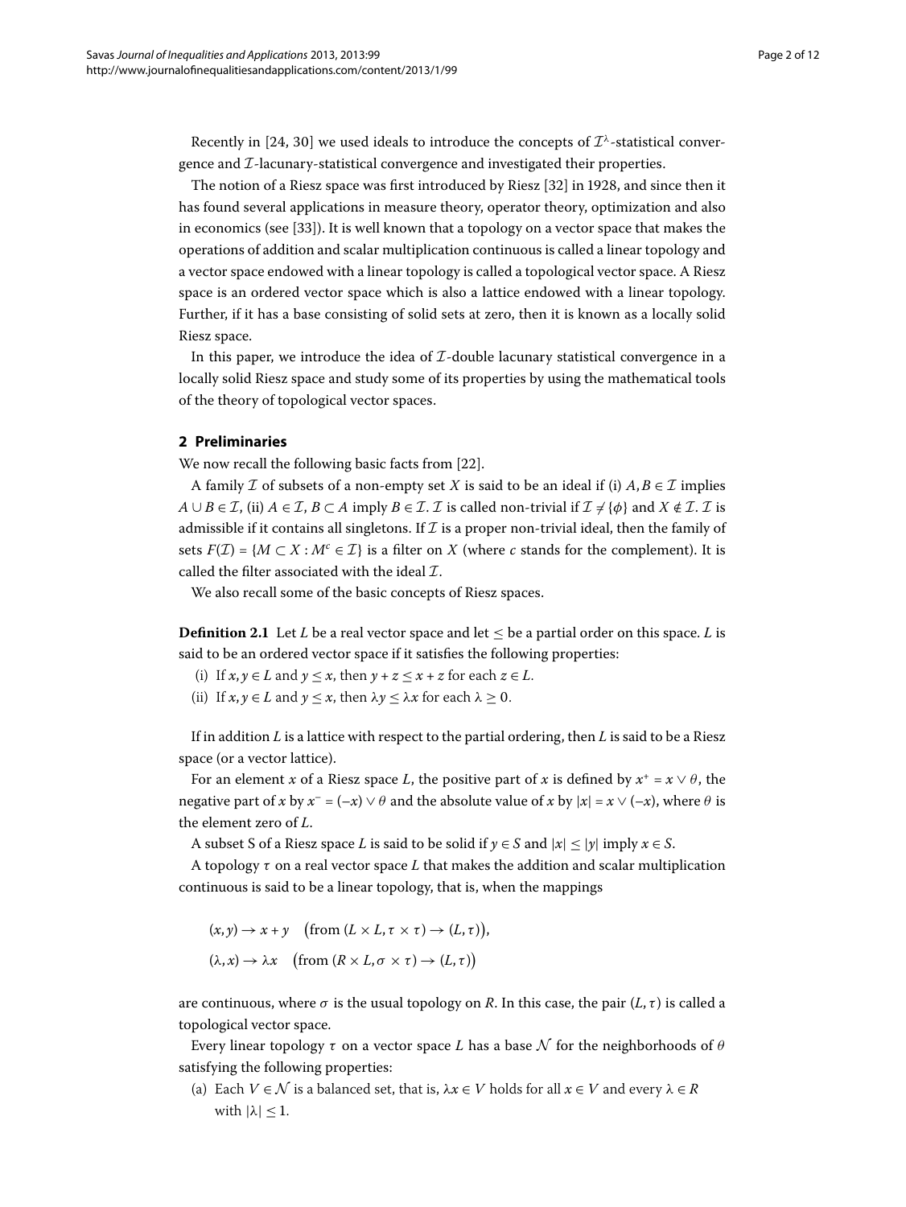Recently in [24, 30] we used ideals to introduce the concepts of $\mathcal{I}^{\lambda}$-statistical convergence and $\mathcal{I}$-lacunary-statistical convergence and investigated their properties.

The notion of a Riesz space was first introduced by Riesz [32] in 1928, and since then it has found several applications in measure theory, operator theory, optimization and also in economics (see [33]). It is well known that a topology on a vector space that makes the operations of addition and scalar multiplication continuous is called a linear topology and a vector space endowed with a linear topology is called a topological vector space. A Riesz space is an ordered vector space which is also a lattice endowed with a linear topology. Further, if it has a base consisting of solid sets at zero, then it is known as a locally solid Riesz space.

In this paper, we introduce the idea of $\mathcal{I}$-double lacunary statistical convergence in a locally solid Riesz space and study some of its properties by using the mathematical tools of the theory of topological vector spaces.

## 2 Preliminaries

We now recall the following basic facts from [22].

A family $\mathcal{I}$ of subsets of a non-empty set $X$ is said to be an ideal if (i) $A, B \in \mathcal{I}$ implies $A \cup B \in \mathcal{I}$, (ii) $A \in \mathcal{I}$, $B \subset A$ imply $B \in \mathcal{I}$. $\mathcal{I}$ is called non-trivial if $\mathcal{I} \neq \{\phi\}$ and $X \notin \mathcal{I}$. $\mathcal{I}$ is admissible if it contains all singletons. If $\mathcal{I}$ is a proper non-trivial ideal, then the family of sets $F(\mathcal{I}) = \{M \subset X : M^c \in \mathcal{I}\}$ is a filter on $X$ (where $c$ stands for the complement). It is called the filter associated with the ideal $\mathcal{I}$.

We also recall some of the basic concepts of Riesz spaces.

**Definition 2.1** Let $L$ be a real vector space and let $\leq$ be a partial order on this space. $L$ is said to be an ordered vector space if it satisfies the following properties:

(i) If $x, y \in L$ and $y \leq x$, then $y + z \leq x + z$ for each $z \in L$.

(ii) If $x, y \in L$ and $y \leq x$, then $\lambda y \leq \lambda x$ for each $\lambda \geq 0$.

If in addition $L$ is a lattice with respect to the partial ordering, then $L$ is said to be a Riesz space (or a vector lattice).

For an element $x$ of a Riesz space $L$, the positive part of $x$ is defined by $x^+ = x \vee \theta$, the negative part of $x$ by $x^- = (-x) \vee \theta$ and the absolute value of $x$ by $|x| = x \vee (-x)$, where $\theta$ is the element zero of $L$.

A subset S of a Riesz space $L$ is said to be solid if $y \in S$ and $|x| \leq |y|$ imply $x \in S$.

A topology $\tau$ on a real vector space $L$ that makes the addition and scalar multiplication continuous is said to be a linear topology, that is, when the mappings

$$(x, y) \to x + y \quad \big(\text{from } (L \times L, \tau \times \tau) \to (L, \tau)\big),$$

$$(\lambda, x) \to \lambda x \quad \big(\text{from } (R \times L, \sigma \times \tau) \to (L, \tau)\big)$$

are continuous, where $\sigma$ is the usual topology on $R$. In this case, the pair $(L, \tau)$ is called a topological vector space.

Every linear topology $\tau$ on a vector space $L$ has a base $\mathcal{N}$ for the neighborhoods of $\theta$ satisfying the following properties:

(a) Each $V \in \mathcal{N}$ is a balanced set, that is, $\lambda x \in V$ holds for all $x \in V$ and every $\lambda \in R$ with $|\lambda| \leq 1$.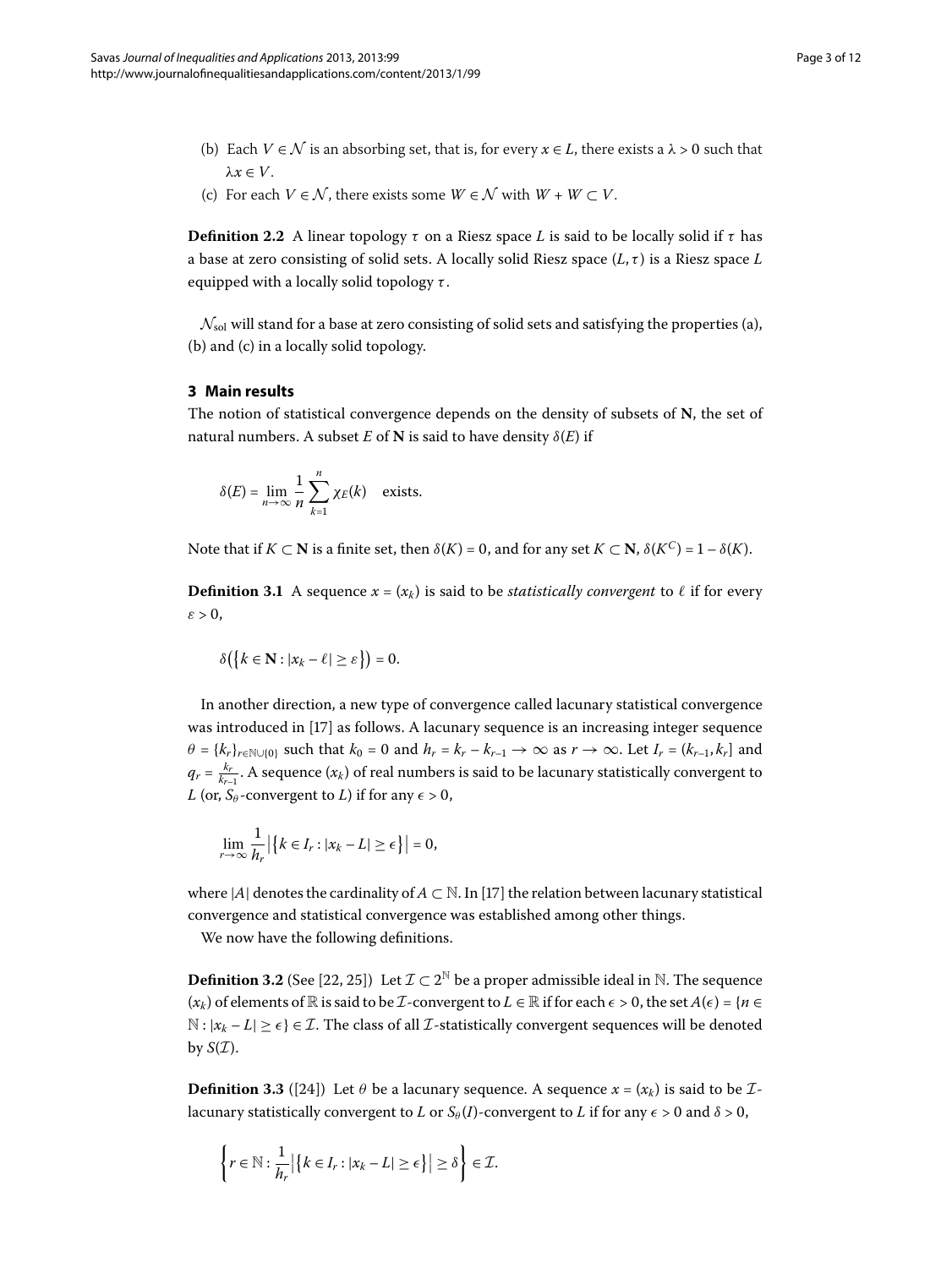(b) Each $V \in \mathcal{N}$ is an absorbing set, that is, for every $x \in L$, there exists a $\lambda > 0$ such that $\lambda x \in V$.

(c) For each $V \in \mathcal{N}$, there exists some $W \in \mathcal{N}$ with $W + W \subset V$.

**Definition 2.2** A linear topology $\tau$ on a Riesz space $L$ is said to be locally solid if $\tau$ has a base at zero consisting of solid sets. A locally solid Riesz space $(L, \tau)$ is a Riesz space $L$ equipped with a locally solid topology $\tau$.

$\mathcal{N}_{\text{sol}}$ will stand for a base at zero consisting of solid sets and satisfying the properties (a), (b) and (c) in a locally solid topology.

## 3 Main results

The notion of statistical convergence depends on the density of subsets of $\mathbf{N}$, the set of natural numbers. A subset $E$ of $\mathbf{N}$ is said to have density $\delta(E)$ if

$$\delta(E) = \lim_{n\to\infty} \frac{1}{n} \sum_{k=1}^{n} \chi_E(k) \quad \text{exists.}$$

Note that if $K \subset \mathbf{N}$ is a finite set, then $\delta(K) = 0$, and for any set $K \subset \mathbf{N}$, $\delta(K^C) = 1 - \delta(K)$.

**Definition 3.1** A sequence $x = (x_k)$ is said to be *statistically convergent* to $\ell$ if for every $\varepsilon > 0$,

$$\delta\left(\left\{k \in \mathbf{N} : |x_k - \ell| \geq \varepsilon\right\}\right) = 0.$$

In another direction, a new type of convergence called lacunary statistical convergence was introduced in [17] as follows. A lacunary sequence is an increasing integer sequence $\theta = \{k_r\}_{r\in\mathbb{N}\cup\{0\}}$ such that $k_0 = 0$ and $h_r = k_r - k_{r-1} \to \infty$ as $r \to \infty$. Let $I_r = (k_{r-1}, k_r]$ and $q_r = \frac{k_r}{k_{r-1}}$. A sequence $(x_k)$ of real numbers is said to be lacunary statistically convergent to $L$ (or, $S_\theta$-convergent to $L$) if for any $\epsilon > 0$,

$$\lim_{r\to\infty} \frac{1}{h_r} \left|\left\{k \in I_r : |x_k - L| \geq \epsilon\right\}\right| = 0,$$

where $|A|$ denotes the cardinality of $A \subset \mathbb{N}$. In [17] the relation between lacunary statistical convergence and statistical convergence was established among other things.

We now have the following definitions.

**Definition 3.2** (See [22, 25]) Let $\mathcal{I} \subset 2^{\mathbb{N}}$ be a proper admissible ideal in $\mathbb{N}$. The sequence $(x_k)$ of elements of $\mathbb{R}$ is said to be $\mathcal{I}$-convergent to $L \in \mathbb{R}$ if for each $\epsilon > 0$, the set $A(\epsilon) = \{n \in \mathbb{N} : |x_k - L| \geq \epsilon\} \in \mathcal{I}$. The class of all $\mathcal{I}$-statistically convergent sequences will be denoted by $S(\mathcal{I})$.

**Definition 3.3** ([24]) Let $\theta$ be a lacunary sequence. A sequence $x = (x_k)$ is said to be $\mathcal{I}$-lacunary statistically convergent to $L$ or $S_\theta(I)$-convergent to $L$ if for any $\epsilon > 0$ and $\delta > 0$,

$$\left\{r \in \mathbb{N} : \frac{1}{h_r} \left|\left\{k \in I_r : |x_k - L| \geq \epsilon\right\}\right| \geq \delta\right\} \in \mathcal{I}.$$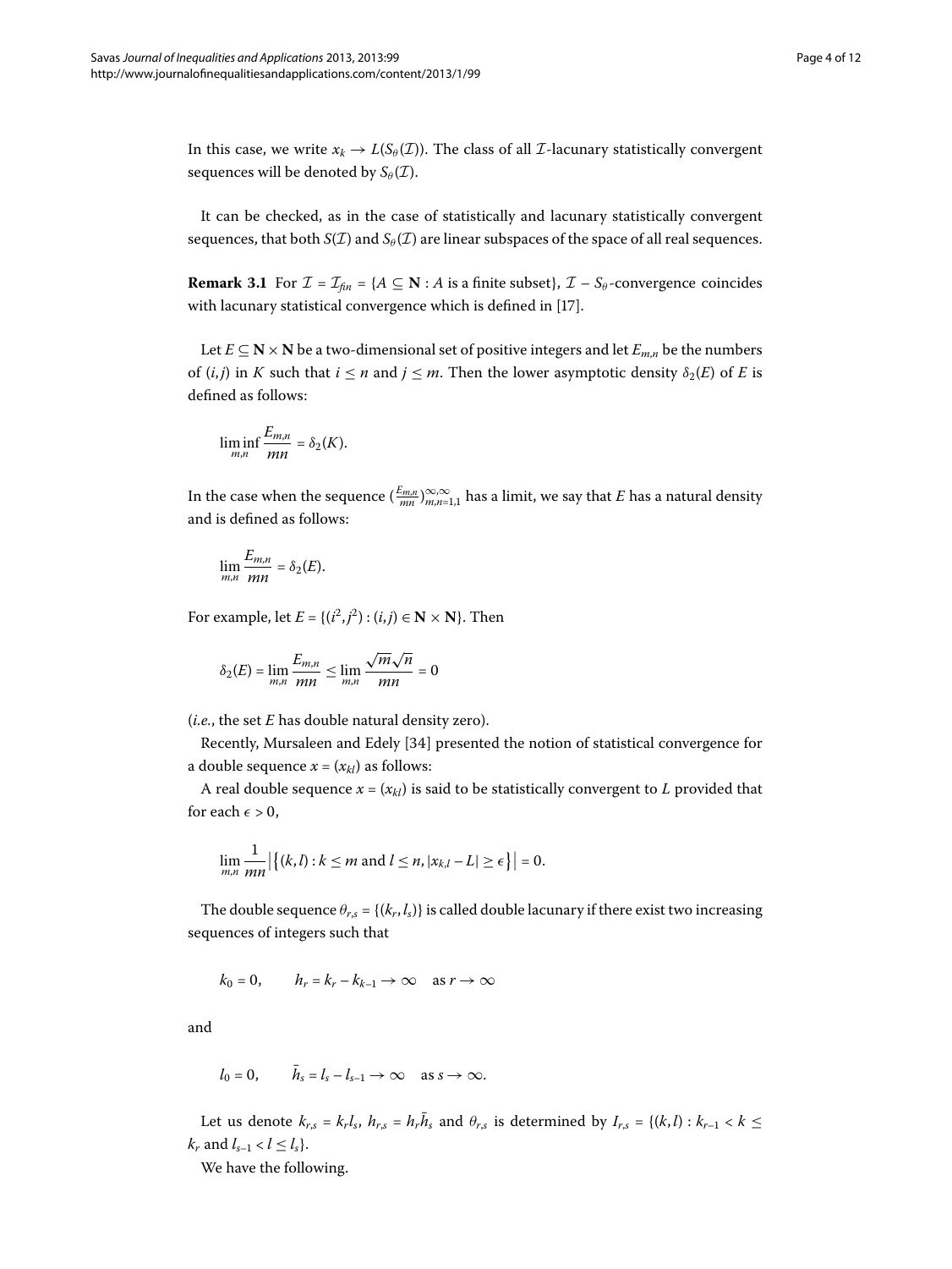In this case, we write $x_k \to L(S_\theta(\mathcal{I}))$. The class of all $\mathcal{I}$-lacunary statistically convergent sequences will be denoted by $S_\theta(\mathcal{I})$.

It can be checked, as in the case of statistically and lacunary statistically convergent sequences, that both $S(\mathcal{I})$ and $S_\theta(\mathcal{I})$ are linear subspaces of the space of all real sequences.

**Remark 3.1** For $\mathcal{I} = \mathcal{I}_{fin} = \{A \subseteq \mathbf{N} : A \text{ is a finite subset}\}$, $\mathcal{I} - S_\theta$-convergence coincides with lacunary statistical convergence which is defined in [17].

Let $E \subseteq \mathbf{N} \times \mathbf{N}$ be a two-dimensional set of positive integers and let $E_{m,n}$ be the numbers of $(i,j)$ in $K$ such that $i \leq n$ and $j \leq m$. Then the lower asymptotic density $\delta_2(E)$ of $E$ is defined as follows:

$$\liminf_{m,n} \frac{E_{m,n}}{mn} = \delta_2(K).$$

In the case when the sequence $(\frac{E_{m,n}}{mn})_{m,n=1,1}^{\infty,\infty}$ has a limit, we say that $E$ has a natural density and is defined as follows:

$$\lim_{m,n} \frac{E_{m,n}}{mn} = \delta_2(E).$$

For example, let $E = \{(i^2, j^2) : (i,j) \in \mathbf{N} \times \mathbf{N}\}$. Then

$$\delta_2(E) = \lim_{m,n} \frac{E_{m,n}}{mn} \leq \lim_{m,n} \frac{\sqrt{m}\sqrt{n}}{mn} = 0$$

(*i.e.*, the set $E$ has double natural density zero).

Recently, Mursaleen and Edely [34] presented the notion of statistical convergence for a double sequence $x = (x_{kl})$ as follows:

A real double sequence $x = (x_{kl})$ is said to be statistically convergent to $L$ provided that for each $\epsilon > 0$,

$$\lim_{m,n} \frac{1}{mn} \left| \left\{ (k,l) : k \leq m \text{ and } l \leq n, |x_{k,l} - L| \geq \epsilon \right\} \right| = 0.$$

The double sequence $\theta_{r,s} = \{(k_r, l_s)\}$ is called double lacunary if there exist two increasing sequences of integers such that

$$k_0 = 0, \qquad h_r = k_r - k_{k-1} \to \infty \quad \text{as } r \to \infty$$

and

$$l_0 = 0, \qquad \bar{h}_s = l_s - l_{s-1} \to \infty \quad \text{as } s \to \infty.$$

Let us denote $k_{r,s} = k_r l_s$, $h_{r,s} = h_r \bar{h}_s$ and $\theta_{r,s}$ is determined by $I_{r,s} = \{(k,l) : k_{r-1} < k \leq k_r \text{ and } l_{s-1} < l \leq l_s\}$.

We have the following.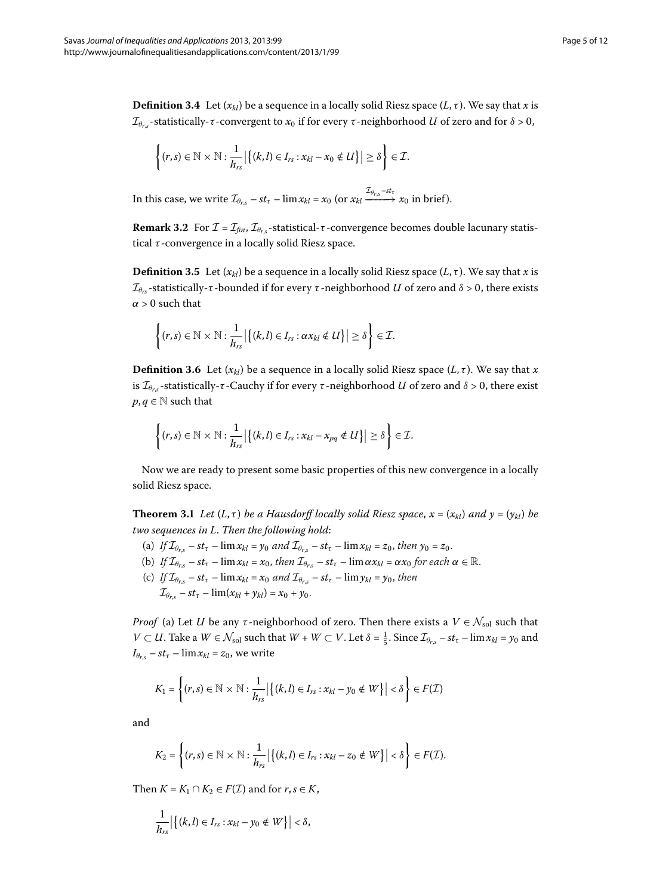**Definition 3.4** Let $(x_{kl})$ be a sequence in a locally solid Riesz space $(L, \tau)$. We say that $x$ is $\mathcal{I}_{\theta_{r,s}}$-statistically-$\tau$-convergent to $x_0$ if for every $\tau$-neighborhood $U$ of zero and for $\delta > 0$,

$$\left\{(r,s) \in \mathbb{N} \times \mathbb{N} : \frac{1}{h_{rs}} \left|\left\{(k,l) \in I_{rs} : x_{kl} - x_0 \notin U\right\}\right| \geq \delta\right\} \in \mathcal{I}.$$

In this case, we write $\mathcal{I}_{\theta_{r,s}} - st_\tau - \lim x_{kl} = x_0$ (or $x_{kl} \xrightarrow{\mathcal{I}_{\theta_{r,s}} - st_\tau} x_0$ in brief).

**Remark 3.2** For $\mathcal{I} = \mathcal{I}_{fin}$, $\mathcal{I}_{\theta_{r,s}}$-statistical-$\tau$-convergence becomes double lacunary statistical $\tau$-convergence in a locally solid Riesz space.

**Definition 3.5** Let $(x_{kl})$ be a sequence in a locally solid Riesz space $(L, \tau)$. We say that $x$ is $\mathcal{I}_{\theta_{rs}}$-statistically-$\tau$-bounded if for every $\tau$-neighborhood $U$ of zero and $\delta > 0$, there exists $\alpha > 0$ such that

$$\left\{(r,s) \in \mathbb{N} \times \mathbb{N} : \frac{1}{h_{rs}} \left|\left\{(k,l) \in I_{rs} : \alpha x_{kl} \notin U\right\}\right| \geq \delta\right\} \in \mathcal{I}.$$

**Definition 3.6** Let $(x_{kl})$ be a sequence in a locally solid Riesz space $(L, \tau)$. We say that $x$ is $\mathcal{I}_{\theta_{r,s}}$-statistically-$\tau$-Cauchy if for every $\tau$-neighborhood $U$ of zero and $\delta > 0$, there exist $p, q \in \mathbb{N}$ such that

$$\left\{(r,s) \in \mathbb{N} \times \mathbb{N} : \frac{1}{h_{rs}} \left|\left\{(k,l) \in I_{rs} : x_{kl} - x_{pq} \notin U\right\}\right| \geq \delta\right\} \in \mathcal{I}.$$

Now we are ready to present some basic properties of this new convergence in a locally solid Riesz space.

**Theorem 3.1** *Let $(L, \tau)$ be a Hausdorff locally solid Riesz space, $x = (x_{kl})$ and $y = (y_{kl})$ be two sequences in $L$. Then the following hold*:

(a) *If $\mathcal{I}_{\theta_{r,s}} - st_\tau - \lim x_{kl} = y_0$ and $\mathcal{I}_{\theta_{r,s}} - st_\tau - \lim x_{kl} = z_0$, then $y_0 = z_0$.*

(b) *If $\mathcal{I}_{\theta_{r,s}} - st_\tau - \lim x_{kl} = x_0$, then $\mathcal{I}_{\theta_{r,s}} - st_\tau - \lim \alpha x_{kl} = \alpha x_0$ for each $\alpha \in \mathbb{R}$.*

(c) *If $\mathcal{I}_{\theta_{r,s}} - st_\tau - \lim x_{kl} = x_0$ and $\mathcal{I}_{\theta_{r,s}} - st_\tau - \lim y_{kl} = y_0$, then $\mathcal{I}_{\theta_{r,s}} - st_\tau - \lim(x_{kl} + y_{kl}) = x_0 + y_0$.*

*Proof* (a) Let $U$ be any $\tau$-neighborhood of zero. Then there exists a $V \in \mathcal{N}_{\text{sol}}$ such that $V \subset U$. Take a $W \in \mathcal{N}_{\text{sol}}$ such that $W + W \subset V$. Let $\delta = \frac{1}{5}$. Since $\mathcal{I}_{\theta_{r,s}} - st_\tau - \lim x_{kl} = y_0$ and $I_{\theta_{r,s}} - st_\tau - \lim x_{kl} = z_0$, we write

$$K_1 = \left\{(r,s) \in \mathbb{N} \times \mathbb{N} : \frac{1}{h_{rs}} \left|\left\{(k,l) \in I_{rs} : x_{kl} - y_0 \notin W\right\}\right| < \delta\right\} \in F(\mathcal{I})$$

and

$$K_2 = \left\{(r,s) \in \mathbb{N} \times \mathbb{N} : \frac{1}{h_{rs}} \left|\left\{(k,l) \in I_{rs} : x_{kl} - z_0 \notin W\right\}\right| < \delta\right\} \in F(\mathcal{I}).$$

Then $K = K_1 \cap K_2 \in F(\mathcal{I})$ and for $r, s \in K$,

$$\frac{1}{h_{rs}} \left|\left\{(k,l) \in I_{rs} : x_{kl} - y_0 \notin W\right\}\right| < \delta,$$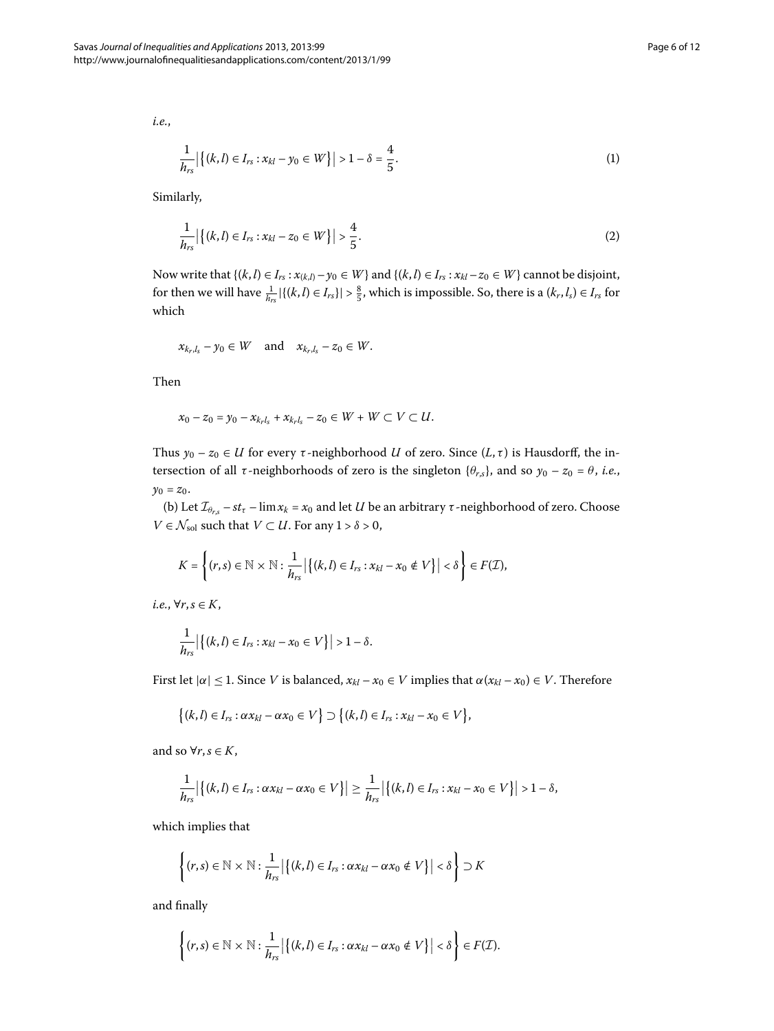*i.e.*,

$$\frac{1}{h_{rs}}\left|\left\{(k,l) \in I_{rs} : x_{kl} - y_0 \in W\right\}\right| > 1 - \delta = \frac{4}{5}. \tag{1}$$

Similarly,

$$\frac{1}{h_{rs}}\left|\left\{(k,l) \in I_{rs} : x_{kl} - z_0 \in W\right\}\right| > \frac{4}{5}. \tag{2}$$

Now write that $\{(k,l) \in I_{rs} : x_{(k,l)} - y_0 \in W\}$ and $\{(k,l) \in I_{rs} : x_{kl} - z_0 \in W\}$ cannot be disjoint, for then we will have $\frac{1}{h_{rs}}|\{(k,l) \in I_{rs}\}| > \frac{8}{5}$, which is impossible. So, there is a $(k_r, l_s) \in I_{rs}$ for which

$$x_{k_r,l_s} - y_0 \in W \quad \text{and} \quad x_{k_r,l_s} - z_0 \in W.$$

Then

$$x_0 - z_0 = y_0 - x_{k_r l_s} + x_{k_r l_s} - z_0 \in W + W \subset V \subset U.$$

Thus $y_0 - z_0 \in U$ for every $\tau$-neighborhood $U$ of zero. Since $(L, \tau)$ is Hausdorff, the intersection of all $\tau$-neighborhoods of zero is the singleton $\{\theta_{r,s}\}$, and so $y_0 - z_0 = \theta$, *i.e.*, $y_0 = z_0$.

(b) Let $\mathcal{I}_{\theta_{r,s}} - st_\tau - \lim x_k = x_0$ and let $U$ be an arbitrary $\tau$-neighborhood of zero. Choose $V \in \mathcal{N}_{\text{sol}}$ such that $V \subset U$. For any $1 > \delta > 0$,

$$K = \left\{(r,s) \in \mathbb{N} \times \mathbb{N} : \frac{1}{h_{rs}}\left|\left\{(k,l) \in I_{rs} : x_{kl} - x_0 \notin V\right\}\right| < \delta\right\} \in F(\mathcal{I}),$$

*i.e.*, $\forall r, s \in K$,

$$\frac{1}{h_{rs}}\left|\left\{(k,l) \in I_{rs} : x_{kl} - x_0 \in V\right\}\right| > 1 - \delta.$$

First let $|\alpha| \leq 1$. Since $V$ is balanced, $x_{kl} - x_0 \in V$ implies that $\alpha(x_{kl} - x_0) \in V$. Therefore

$$\left\{(k,l) \in I_{rs} : \alpha x_{kl} - \alpha x_0 \in V\right\} \supset \left\{(k,l) \in I_{rs} : x_{kl} - x_0 \in V\right\},$$

and so $\forall r, s \in K$,

$$\frac{1}{h_{rs}}\left|\left\{(k,l) \in I_{rs} : \alpha x_{kl} - \alpha x_0 \in V\right\}\right| \geq \frac{1}{h_{rs}}\left|\left\{(k,l) \in I_{rs} : x_{kl} - x_0 \in V\right\}\right| > 1 - \delta,$$

which implies that

$$\left\{(r,s) \in \mathbb{N} \times \mathbb{N} : \frac{1}{h_{rs}}\left|\left\{(k,l) \in I_{rs} : \alpha x_{kl} - \alpha x_0 \notin V\right\}\right| < \delta\right\} \supset K$$

and finally

$$\left\{(r,s) \in \mathbb{N} \times \mathbb{N} : \frac{1}{h_{rs}}\left|\left\{(k,l) \in I_{rs} : \alpha x_{kl} - \alpha x_0 \notin V\right\}\right| < \delta\right\} \in F(\mathcal{I}).$$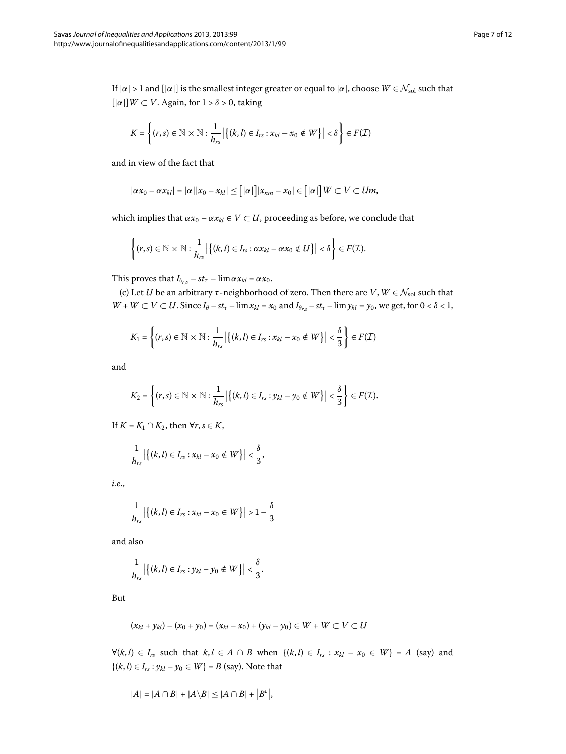If $|\alpha| > 1$ and $[|\alpha|]$ is the smallest integer greater or equal to $|\alpha|$, choose $W \in \mathcal{N}_{\mathrm{sol}}$ such that $[|\alpha|]W \subset V$. Again, for $1 > \delta > 0$, taking

$$K = \left\{(r,s) \in \mathbb{N} \times \mathbb{N} : \frac{1}{h_{rs}} \left|\left\{(k,l) \in I_{rs} : x_{kl} - x_0 \notin W\right\}\right| < \delta \right\} \in F(\mathcal{I})$$

and in view of the fact that

$$|\alpha x_0 - \alpha x_{kl}| = |\alpha||x_0 - x_{kl}| \leq \left[|\alpha|\right]|x_{nm} - x_0| \in \left[|\alpha|\right]W \subset V \subset Um,$$

which implies that $\alpha x_0 - \alpha x_{kl} \in V \subset U$, proceeding as before, we conclude that

$$\left\{(r,s) \in \mathbb{N} \times \mathbb{N} : \frac{1}{h_{rs}} \left|\left\{(k,l) \in I_{rs} : \alpha x_{kl} - \alpha x_0 \notin U\right\}\right| < \delta \right\} \in F(\mathcal{I}).$$

This proves that $I_{\theta_{r,s}} - st_\tau - \lim \alpha x_{kl} = \alpha x_0$.

(c) Let $U$ be an arbitrary $\tau$-neighborhood of zero. Then there are $V, W \in \mathcal{N}_{\mathrm{sol}}$ such that $W + W \subset V \subset U$. Since $I_\theta - st_\tau - \lim x_{kl} = x_0$ and $I_{\theta_{r,s}} - st_\tau - \lim y_{kl} = y_0$, we get, for $0 < \delta < 1$,

$$K_1 = \left\{(r,s) \in \mathbb{N} \times \mathbb{N} : \frac{1}{h_{rs}} \left|\left\{(k,l) \in I_{rs} : x_{kl} - x_0 \notin W\right\}\right| < \frac{\delta}{3} \right\} \in F(\mathcal{I})$$

and

$$K_2 = \left\{(r,s) \in \mathbb{N} \times \mathbb{N} : \frac{1}{h_{rs}} \left|\left\{(k,l) \in I_{rs} : y_{kl} - y_0 \notin W\right\}\right| < \frac{\delta}{3} \right\} \in F(\mathcal{I}).$$

If $K = K_1 \cap K_2$, then $\forall r, s \in K$,

$$\frac{1}{h_{rs}} \left|\left\{(k,l) \in I_{rs} : x_{kl} - x_0 \notin W\right\}\right| < \frac{\delta}{3},$$

*i.e.*,

$$\frac{1}{h_{rs}} \left|\left\{(k,l) \in I_{rs} : x_{kl} - x_0 \in W\right\}\right| > 1 - \frac{\delta}{3}$$

and also

$$\frac{1}{h_{rs}} \left|\left\{(k,l) \in I_{rs} : y_{kl} - y_0 \notin W\right\}\right| < \frac{\delta}{3}.$$

But

$$(x_{kl} + y_{kl}) - (x_0 + y_0) = (x_{kl} - x_0) + (y_{kl} - y_0) \in W + W \subset V \subset U$$

$\forall (k,l) \in I_{rs}$ such that $k, l \in A \cap B$ when $\{(k,l) \in I_{rs} : x_{kl} - x_0 \in W\} = A$ (say) and $\{(k,l) \in I_{rs} : y_{kl} - y_0 \in W\} = B$ (say). Note that

$$|A| = |A \cap B| + |A \backslash B| \leq |A \cap B| + \left|B^c\right|,$$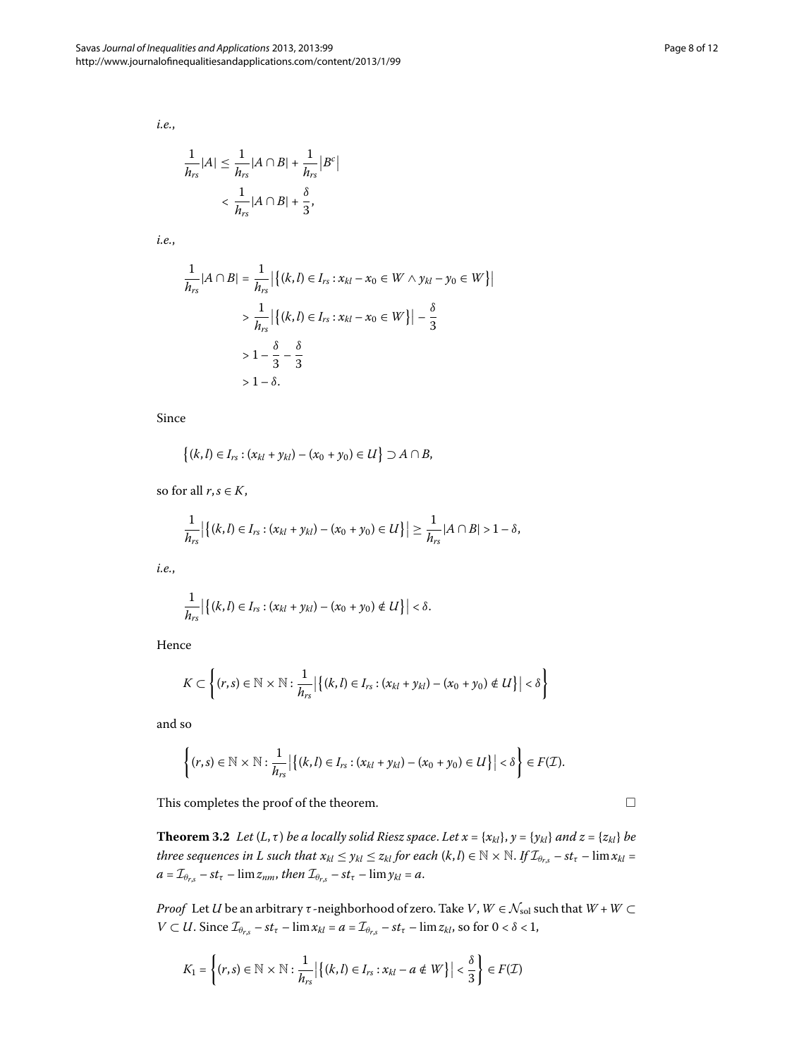*i.e.*,

$$\frac{1}{h_{rs}}|A| \leq \frac{1}{h_{rs}}|A \cap B| + \frac{1}{h_{rs}}\left|B^c\right|$$
$$< \frac{1}{h_{rs}}|A \cap B| + \frac{\delta}{3},$$

*i.e.*,

$$\begin{aligned}
\frac{1}{h_{rs}}|A \cap B| &= \frac{1}{h_{rs}}\left|\left\{(k,l) \in I_{rs} : x_{kl} - x_0 \in W \wedge y_{kl} - y_0 \in W\right\}\right| \\
&> \frac{1}{h_{rs}}\left|\left\{(k,l) \in I_{rs} : x_{kl} - x_0 \in W\right\}\right| - \frac{\delta}{3} \\
&> 1 - \frac{\delta}{3} - \frac{\delta}{3} \\
&> 1 - \delta.
\end{aligned}$$

Since

$$\left\{(k,l) \in I_{rs} : (x_{kl} + y_{kl}) - (x_0 + y_0) \in U\right\} \supset A \cap B,$$

so for all $r, s \in K$,

$$\frac{1}{h_{rs}}\left|\left\{(k,l) \in I_{rs} : (x_{kl} + y_{kl}) - (x_0 + y_0) \in U\right\}\right| \geq \frac{1}{h_{rs}}|A \cap B| > 1 - \delta,$$

*i.e.*,

$$\frac{1}{h_{rs}}\left|\left\{(k,l) \in I_{rs} : (x_{kl} + y_{kl}) - (x_0 + y_0) \notin U\right\}\right| < \delta.$$

Hence

$$K \subset \left\{(r,s) \in \mathbb{N} \times \mathbb{N} : \frac{1}{h_{rs}}\left|\left\{(k,l) \in I_{rs} : (x_{kl} + y_{kl}) - (x_0 + y_0) \notin U\right\}\right| < \delta\right\}$$

and so

$$\left\{(r,s) \in \mathbb{N} \times \mathbb{N} : \frac{1}{h_{rs}}\left|\left\{(k,l) \in I_{rs} : (x_{kl} + y_{kl}) - (x_0 + y_0) \in U\right\}\right| < \delta\right\} \in F(\mathcal{I}).$$

This completes the proof of the theorem. □

**Theorem 3.2** *Let $(L, \tau)$ be a locally solid Riesz space. Let $x = \{x_{kl}\}$, $y = \{y_{kl}\}$ and $z = \{z_{kl}\}$ be three sequences in $L$ such that $x_{kl} \leq y_{kl} \leq z_{kl}$ for each $(k,l) \in \mathbb{N} \times \mathbb{N}$. If $\mathcal{I}_{\theta_{r,s}} - st_\tau - \lim x_{kl} = a = \mathcal{I}_{\theta_{r,s}} - st_\tau - \lim z_{nm}$, then $\mathcal{I}_{\theta_{r,s}} - st_\tau - \lim y_{kl} = a$.*

*Proof* Let $U$ be an arbitrary $\tau$-neighborhood of zero. Take $V, W \in \mathcal{N}_{\text{sol}}$ such that $W + W \subset V \subset U$. Since $\mathcal{I}_{\theta_{r,s}} - st_\tau - \lim x_{kl} = a = \mathcal{I}_{\theta_{r,s}} - st_\tau - \lim z_{kl}$, so for $0 < \delta < 1$,

$$K_1 = \left\{(r,s) \in \mathbb{N} \times \mathbb{N} : \frac{1}{h_{rs}}\left|\left\{(k,l) \in I_{rs} : x_{kl} - a \notin W\right\}\right| < \frac{\delta}{3}\right\} \in F(\mathcal{I})$$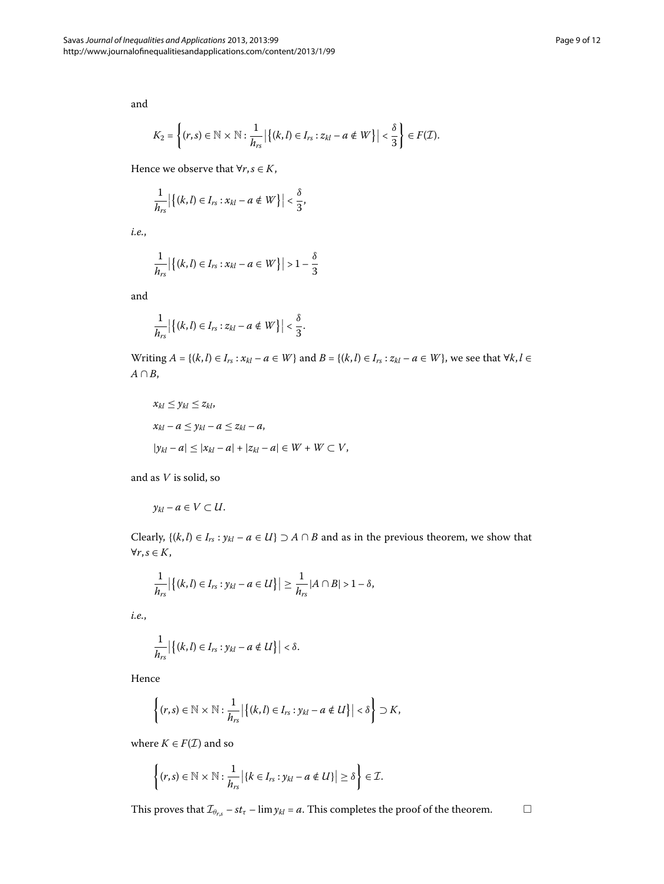and

$$K_2 = \left\{(r,s) \in \mathbb{N} \times \mathbb{N} : \frac{1}{h_{rs}} \left|\left\{(k,l) \in I_{rs} : z_{kl} - a \notin W\right\}\right| < \frac{\delta}{3}\right\} \in F(\mathcal{I}).$$

Hence we observe that $\forall r, s \in K$,

$$\frac{1}{h_{rs}} \left|\left\{(k,l) \in I_{rs} : x_{kl} - a \notin W\right\}\right| < \frac{\delta}{3},$$

*i.e.*,

$$\frac{1}{h_{rs}} \left|\left\{(k,l) \in I_{rs} : x_{kl} - a \in W\right\}\right| > 1 - \frac{\delta}{3}$$

and

$$\frac{1}{h_{rs}} \left|\left\{(k,l) \in I_{rs} : z_{kl} - a \notin W\right\}\right| < \frac{\delta}{3}.$$

Writing $A = \{(k,l) \in I_{rs} : x_{kl} - a \in W\}$ and $B = \{(k,l) \in I_{rs} : z_{kl} - a \in W\}$, we see that $\forall k, l \in A \cap B$,

$$\begin{aligned}
&x_{kl} \leq y_{kl} \leq z_{kl}, \\
&x_{kl} - a \leq y_{kl} - a \leq z_{kl} - a, \\
&|y_{kl} - a| \leq |x_{kl} - a| + |z_{kl} - a| \in W + W \subset V,
\end{aligned}$$

and as $V$ is solid, so

$$y_{kl} - a \in V \subset U.$$

Clearly, $\{(k,l) \in I_{rs} : y_{kl} - a \in U\} \supset A \cap B$ and as in the previous theorem, we show that $\forall r, s \in K$,

$$\frac{1}{h_{rs}} \left|\left\{(k,l) \in I_{rs} : y_{kl} - a \in U\right\}\right| \geq \frac{1}{h_{rs}} |A \cap B| > 1 - \delta,$$

*i.e.*,

$$\frac{1}{h_{rs}} \left|\left\{(k,l) \in I_{rs} : y_{kl} - a \notin U\right\}\right| < \delta.$$

Hence

$$\left\{(r,s) \in \mathbb{N} \times \mathbb{N} : \frac{1}{h_{rs}} \left|\left\{(k,l) \in I_{rs} : y_{kl} - a \notin U\right\}\right| < \delta\right\} \supset K,$$

where $K \in F(\mathcal{I})$ and so

$$\left\{(r,s) \in \mathbb{N} \times \mathbb{N} : \frac{1}{h_{rs}} \left|\{k \in I_{rs} : y_{kl} - a \notin U\}\right| \geq \delta\right\} \in \mathcal{I}.$$

This proves that $\mathcal{I}_{\theta_{r,s}} - st_{\tau} - \lim y_{kl} = a$. This completes the proof of the theorem. □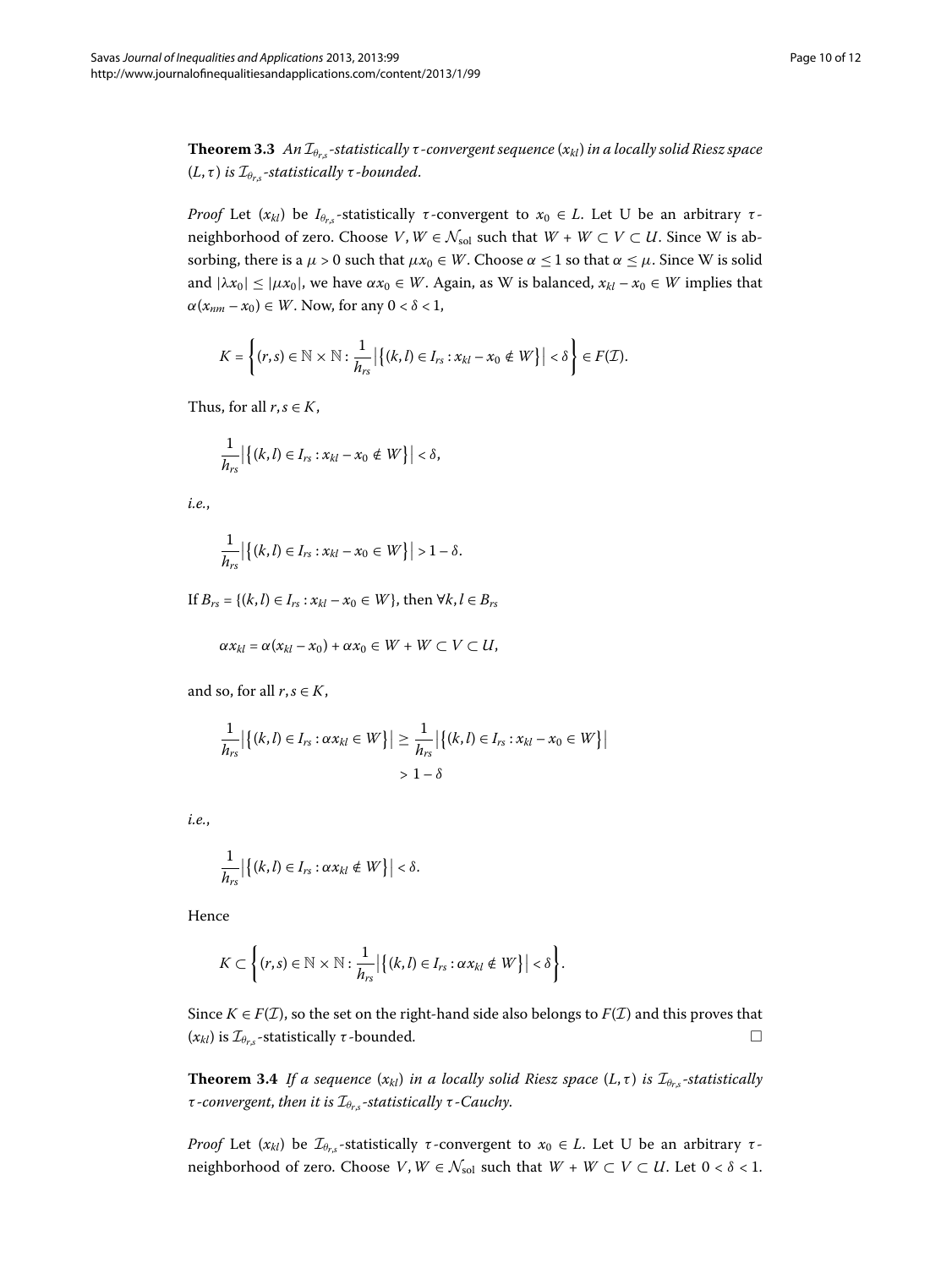**Theorem 3.3** *An $\mathcal{I}_{\theta_{r,s}}$-statistically $\tau$-convergent sequence $(x_{kl})$ in a locally solid Riesz space $(L,\tau)$ is $\mathcal{I}_{\theta_{r,s}}$-statistically $\tau$-bounded.*

*Proof* Let $(x_{kl})$ be $I_{\theta_{r,s}}$-statistically $\tau$-convergent to $x_0 \in L$. Let U be an arbitrary $\tau$-neighborhood of zero. Choose $V, W \in \mathcal{N}_{\text{sol}}$ such that $W + W \subset V \subset U$. Since W is absorbing, there is a $\mu > 0$ such that $\mu x_0 \in W$. Choose $\alpha \leq 1$ so that $\alpha \leq \mu$. Since W is solid and $|\lambda x_0| \leq |\mu x_0|$, we have $\alpha x_0 \in W$. Again, as W is balanced, $x_{kl} - x_0 \in W$ implies that $\alpha(x_{nm} - x_0) \in W$. Now, for any $0 < \delta < 1$,

$$K = \left\{(r,s) \in \mathbb{N} \times \mathbb{N} : \frac{1}{h_{rs}} \left| \left\{(k,l) \in I_{rs} : x_{kl} - x_0 \notin W\right\}\right| < \delta\right\} \in F(\mathcal{I}).$$

Thus, for all $r, s \in K$,

$$\frac{1}{h_{rs}} \left| \left\{(k,l) \in I_{rs} : x_{kl} - x_0 \notin W\right\}\right| < \delta,$$

*i.e.*,

$$\frac{1}{h_{rs}} \left| \left\{(k,l) \in I_{rs} : x_{kl} - x_0 \in W\right\}\right| > 1 - \delta.$$

If $B_{rs} = \{(k,l) \in I_{rs} : x_{kl} - x_0 \in W\}$, then $\forall k, l \in B_{rs}$

$$\alpha x_{kl} = \alpha(x_{kl} - x_0) + \alpha x_0 \in W + W \subset V \subset U,$$

and so, for all $r, s \in K$,

$$\begin{aligned} \frac{1}{h_{rs}} \left| \left\{(k,l) \in I_{rs} : \alpha x_{kl} \in W\right\}\right| &\geq \frac{1}{h_{rs}} \left| \left\{(k,l) \in I_{rs} : x_{kl} - x_0 \in W\right\}\right| \\ &> 1 - \delta \end{aligned}$$

*i.e.*,

$$\frac{1}{h_{rs}} \left| \left\{(k,l) \in I_{rs} : \alpha x_{kl} \notin W\right\}\right| < \delta.$$

Hence

$$K \subset \left\{(r,s) \in \mathbb{N} \times \mathbb{N} : \frac{1}{h_{rs}} \left| \left\{(k,l) \in I_{rs} : \alpha x_{kl} \notin W\right\}\right| < \delta\right\}.$$

Since $K \in F(\mathcal{I})$, so the set on the right-hand side also belongs to $F(\mathcal{I})$ and this proves that $(x_{kl})$ is $\mathcal{I}_{\theta_{r,s}}$-statistically $\tau$-bounded. □

**Theorem 3.4** *If a sequence $(x_{kl})$ in a locally solid Riesz space $(L,\tau)$ is $\mathcal{I}_{\theta_{r,s}}$-statistically $\tau$-convergent, then it is $\mathcal{I}_{\theta_{r,s}}$-statistically $\tau$-Cauchy.*

*Proof* Let $(x_{kl})$ be $\mathcal{I}_{\theta_{r,s}}$-statistically $\tau$-convergent to $x_0 \in L$. Let U be an arbitrary $\tau$-neighborhood of zero. Choose $V, W \in \mathcal{N}_{\text{sol}}$ such that $W + W \subset V \subset U$. Let $0 < \delta < 1$.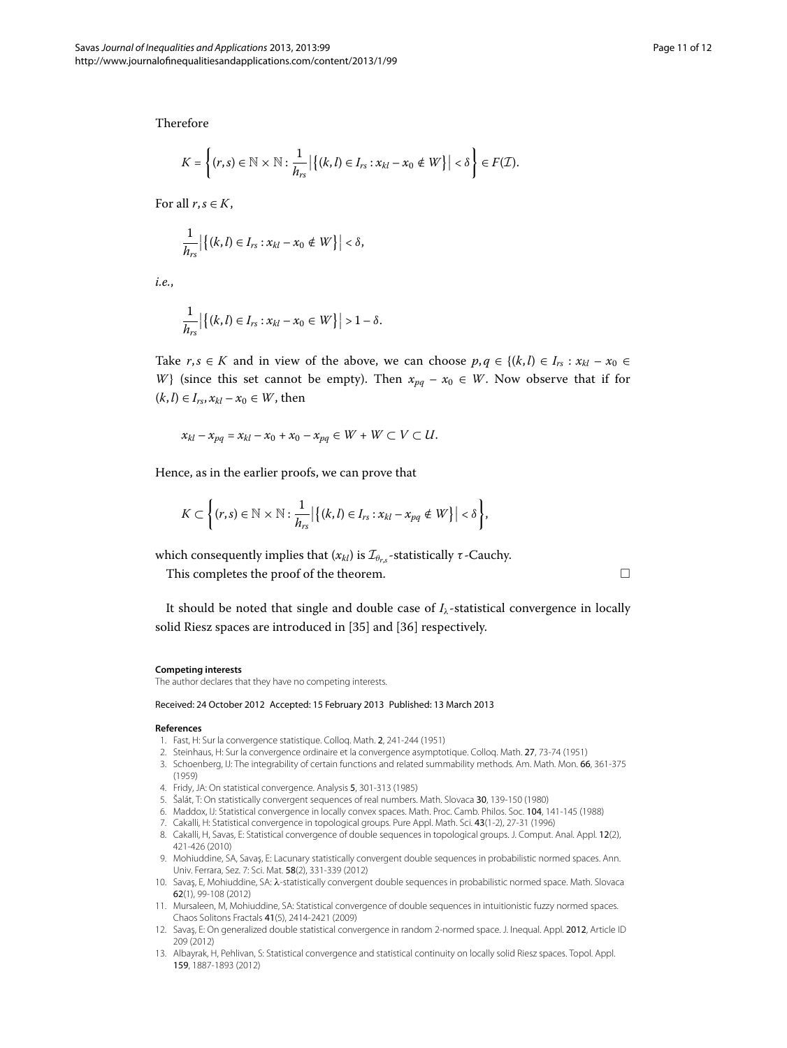Therefore

$$K = \left\{ (r,s) \in \mathbb{N} \times \mathbb{N} : \frac{1}{h_{rs}} \left| \left\{ (k,l) \in I_{rs} : x_{kl} - x_0 \notin W \right\} \right| < \delta \right\} \in F(\mathcal{I}).$$

For all $r, s \in K$,

$$\frac{1}{h_{rs}} \left| \left\{ (k,l) \in I_{rs} : x_{kl} - x_0 \notin W \right\} \right| < \delta,$$

*i.e.*,

$$\frac{1}{h_{rs}} \left| \left\{ (k,l) \in I_{rs} : x_{kl} - x_0 \in W \right\} \right| > 1 - \delta.$$

Take $r, s \in K$ and in view of the above, we can choose $p, q \in \{(k,l) \in I_{rs} : x_{kl} - x_0 \in W\}$ (since this set cannot be empty). Then $x_{pq} - x_0 \in W$. Now observe that if for $(k,l) \in I_{rs}, x_{kl} - x_0 \in W$, then

$$x_{kl} - x_{pq} = x_{kl} - x_0 + x_0 - x_{pq} \in W + W \subset V \subset U.$$

Hence, as in the earlier proofs, we can prove that

$$K \subset \left\{ (r,s) \in \mathbb{N} \times \mathbb{N} : \frac{1}{h_{rs}} \left| \left\{ (k,l) \in I_{rs} : x_{kl} - x_{pq} \notin W \right\} \right| < \delta \right\},$$

which consequently implies that $(x_{kl})$ is $\mathcal{I}_{\theta_{r,s}}$-statistically $\tau$-Cauchy.

This completes the proof of the theorem. □

It should be noted that single and double case of $I_\lambda$-statistical convergence in locally solid Riesz spaces are introduced in [35] and [36] respectively.

#### Competing interests

The author declares that they have no competing interests.

Received: 24 October 2012 Accepted: 15 February 2013 Published: 13 March 2013

#### References

1. Fast, H: Sur la convergence statistique. Colloq. Math. **2**, 241-244 (1951)
2. Steinhaus, H: Sur la convergence ordinaire et la convergence asymptotique. Colloq. Math. **27**, 73-74 (1951)
3. Schoenberg, IJ: The integrability of certain functions and related summability methods. Am. Math. Mon. **66**, 361-375 (1959)
4. Fridy, JA: On statistical convergence. Analysis **5**, 301-313 (1985)
5. Šalát, T: On statistically convergent sequences of real numbers. Math. Slovaca **30**, 139-150 (1980)
6. Maddox, IJ: Statistical convergence in locally convex spaces. Math. Proc. Camb. Philos. Soc. **104**, 141-145 (1988)
7. Cakalli, H: Statistical convergence in topological groups. Pure Appl. Math. Sci. **43**(1-2), 27-31 (1996)
8. Cakalli, H, Savas, E: Statistical convergence of double sequences in topological groups. J. Comput. Anal. Appl. **12**(2), 421-426 (2010)
9. Mohiuddine, SA, Savaş, E: Lacunary statistically convergent double sequences in probabilistic normed spaces. Ann. Univ. Ferrara, Sez. 7: Sci. Mat. **58**(2), 331-339 (2012)
10. Savaş, E, Mohiuddine, SA: λ-statistically convergent double sequences in probabilistic normed space. Math. Slovaca **62**(1), 99-108 (2012)
11. Mursaleen, M, Mohiuddine, SA: Statistical convergence of double sequences in intuitionistic fuzzy normed spaces. Chaos Solitons Fractals **41**(5), 2414-2421 (2009)
12. Savaş, E: On generalized double statistical convergence in random 2-normed space. J. Inequal. Appl. **2012**, Article ID 209 (2012)
13. Albayrak, H, Pehlivan, S: Statistical convergence and statistical continuity on locally solid Riesz spaces. Topol. Appl. **159**, 1887-1893 (2012)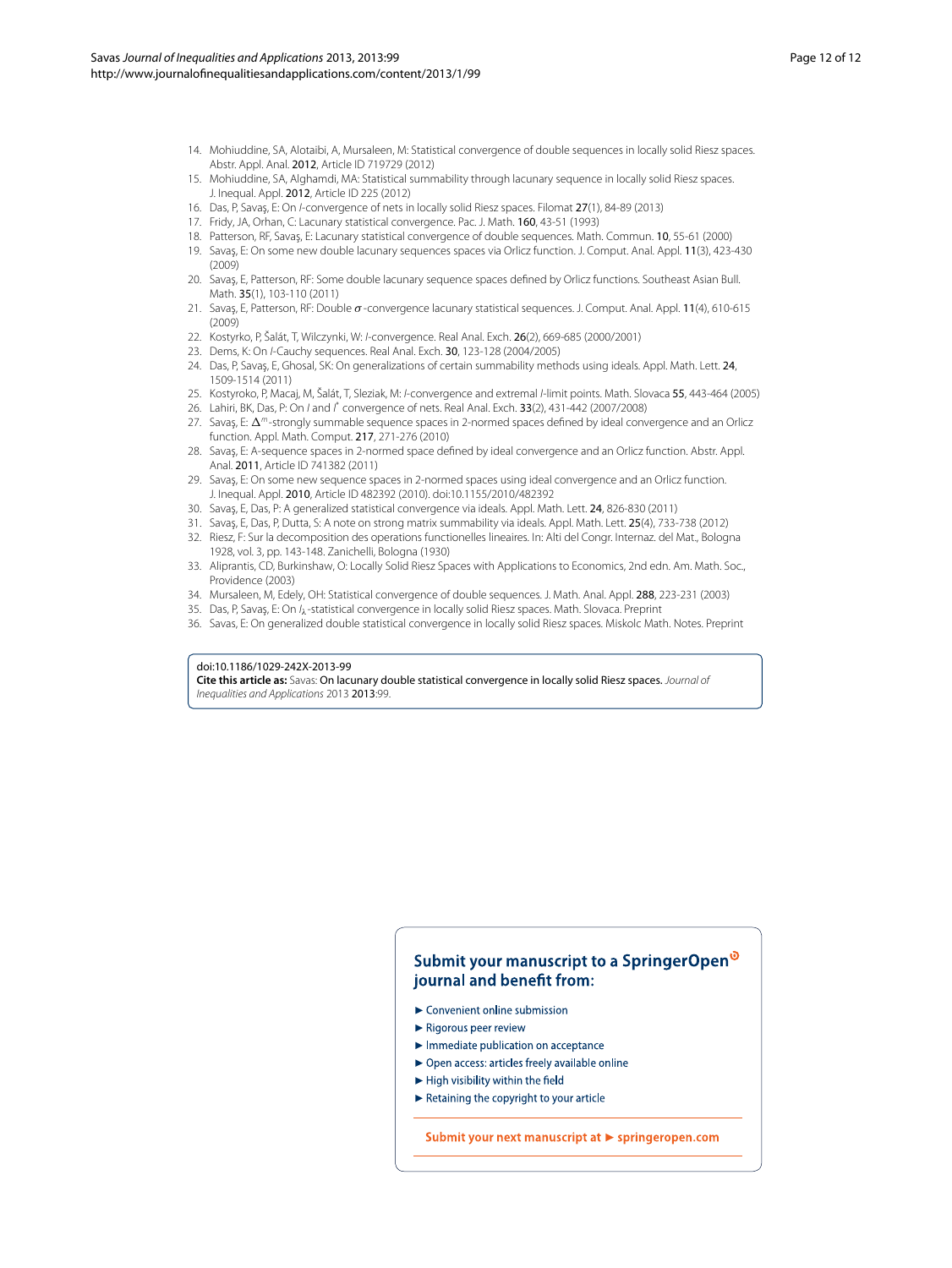14. Mohiuddine, SA, Alotaibi, A, Mursaleen, M: Statistical convergence of double sequences in locally solid Riesz spaces. Abstr. Appl. Anal. **2012**, Article ID 719729 (2012)
15. Mohiuddine, SA, Alghamdi, MA: Statistical summability through lacunary sequence in locally solid Riesz spaces. J. Inequal. Appl. **2012**, Article ID 225 (2012)
16. Das, P, Savaş, E: On *I*-convergence of nets in locally solid Riesz spaces. Filomat **27**(1), 84-89 (2013)
17. Fridy, JA, Orhan, C: Lacunary statistical convergence. Pac. J. Math. **160**, 43-51 (1993)
18. Patterson, RF, Savaş, E: Lacunary statistical convergence of double sequences. Math. Commun. **10**, 55-61 (2000)
19. Savaş, E: On some new double lacunary sequences spaces via Orlicz function. J. Comput. Anal. Appl. **11**(3), 423-430 (2009)
20. Savaş, E, Patterson, RF: Some double lacunary sequence spaces defined by Orlicz functions. Southeast Asian Bull. Math. **35**(1), 103-110 (2011)
21. Savaş, E, Patterson, RF: Double $\sigma$-convergence lacunary statistical sequences. J. Comput. Anal. Appl. **11**(4), 610-615 (2009)
22. Kostyrko, P, Šalát, T, Wilczynki, W: *I*-convergence. Real Anal. Exch. **26**(2), 669-685 (2000/2001)
23. Dems, K: On *I*-Cauchy sequences. Real Anal. Exch. **30**, 123-128 (2004/2005)
24. Das, P, Savaş, E, Ghosal, SK: On generalizations of certain summability methods using ideals. Appl. Math. Lett. **24**, 1509-1514 (2011)
25. Kostyroko, P, Macaj, M, Šalát, T, Sleziak, M: *I*-convergence and extremal *I*-limit points. Math. Slovaca **55**, 443-464 (2005)
26. Lahiri, BK, Das, P: On *I* and $I^*$ convergence of nets. Real Anal. Exch. **33**(2), 431-442 (2007/2008)
27. Savaş, E: $\Delta^m$-strongly summable sequence spaces in 2-normed spaces defined by ideal convergence and an Orlicz function. Appl. Math. Comput. **217**, 271-276 (2010)
28. Savaş, E: A-sequence spaces in 2-normed space defined by ideal convergence and an Orlicz function. Abstr. Appl. Anal. **2011**, Article ID 741382 (2011)
29. Savaş, E: On some new sequence spaces in 2-normed spaces using ideal convergence and an Orlicz function. J. Inequal. Appl. **2010**, Article ID 482392 (2010). doi:10.1155/2010/482392
30. Savaş, E, Das, P: A generalized statistical convergence via ideals. Appl. Math. Lett. **24**, 826-830 (2011)
31. Savaş, E, Das, P, Dutta, S: A note on strong matrix summability via ideals. Appl. Math. Lett. **25**(4), 733-738 (2012)
32. Riesz, F: Sur la decomposition des operations functionelles lineaires. In: Alti del Congr. Internaz. del Mat., Bologna 1928, vol. 3, pp. 143-148. Zanichelli, Bologna (1930)
33. Aliprantis, CD, Burkinshaw, O: Locally Solid Riesz Spaces with Applications to Economics, 2nd edn. Am. Math. Soc., Providence (2003)
34. Mursaleen, M, Edely, OH: Statistical convergence of double sequences. J. Math. Anal. Appl. **288**, 223-231 (2003)
35. Das, P, Savaş, E: On $I_\lambda$-statistical convergence in locally solid Riesz spaces. Math. Slovaca. Preprint
36. Savas, E: On generalized double statistical convergence in locally solid Riesz spaces. Miskolc Math. Notes. Preprint

doi:10.1186/1029-242X-2013-99
**Cite this article as:** Savas: On lacunary double statistical convergence in locally solid Riesz spaces. *Journal of Inequalities and Applications* 2013 **2013**:99.

**Submit your manuscript to a SpringerOpen journal and benefit from:**

- ► Convenient online submission
- ► Rigorous peer review
- ► Immediate publication on acceptance
- ► Open access: articles freely available online
- ► High visibility within the field
- ► Retaining the copyright to your article

**Submit your next manuscript at ► springeropen.com**